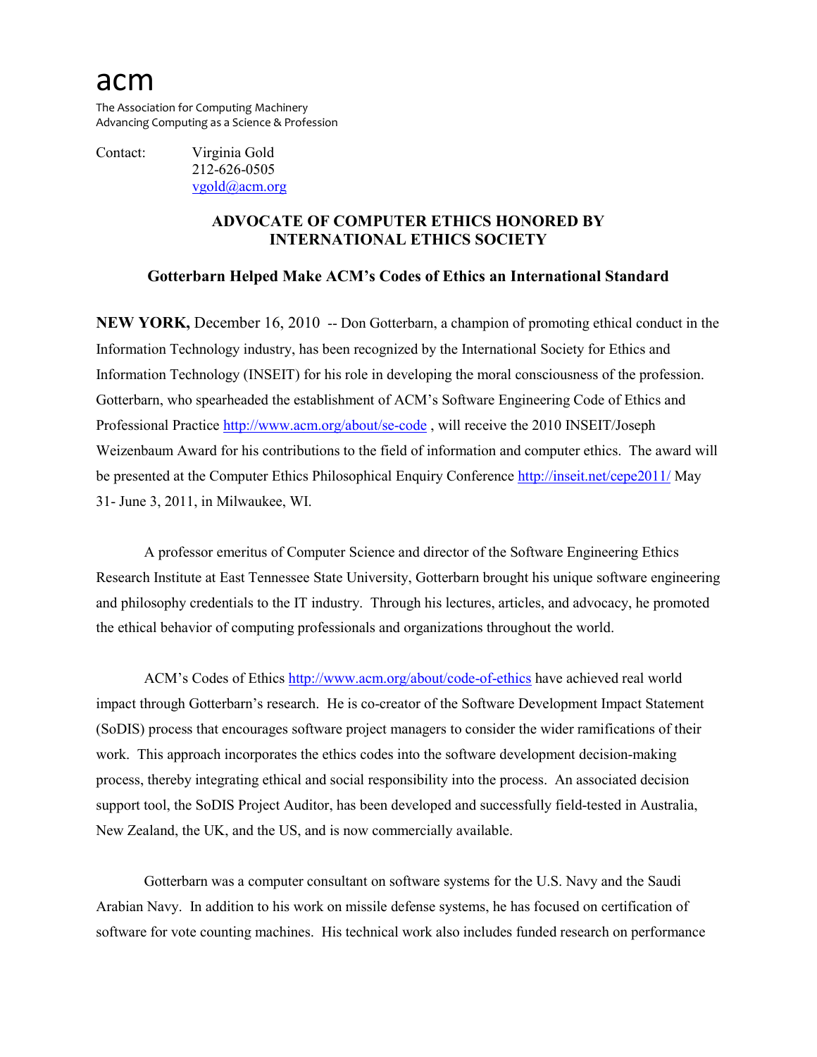acm

The Association for Computing Machinery
Advancing Computing as a Science & Profession

Contact: Virginia Gold
212-626-0505
vgold@acm.org

# ADVOCATE OF COMPUTER ETHICS HONORED BY INTERNATIONAL ETHICS SOCIETY

## Gotterbarn Helped Make ACM's Codes of Ethics an International Standard

**NEW YORK,** December 16, 2010 -- Don Gotterbarn, a champion of promoting ethical conduct in the Information Technology industry, has been recognized by the International Society for Ethics and Information Technology (INSEIT) for his role in developing the moral consciousness of the profession. Gotterbarn, who spearheaded the establishment of ACM's Software Engineering Code of Ethics and Professional Practice http://www.acm.org/about/se-code , will receive the 2010 INSEIT/Joseph Weizenbaum Award for his contributions to the field of information and computer ethics. The award will be presented at the Computer Ethics Philosophical Enquiry Conference http://inseit.net/cepe2011/ May 31- June 3, 2011, in Milwaukee, WI.

A professor emeritus of Computer Science and director of the Software Engineering Ethics Research Institute at East Tennessee State University, Gotterbarn brought his unique software engineering and philosophy credentials to the IT industry. Through his lectures, articles, and advocacy, he promoted the ethical behavior of computing professionals and organizations throughout the world.

ACM's Codes of Ethics http://www.acm.org/about/code-of-ethics have achieved real world impact through Gotterbarn's research. He is co-creator of the Software Development Impact Statement (SoDIS) process that encourages software project managers to consider the wider ramifications of their work. This approach incorporates the ethics codes into the software development decision-making process, thereby integrating ethical and social responsibility into the process. An associated decision support tool, the SoDIS Project Auditor, has been developed and successfully field-tested in Australia, New Zealand, the UK, and the US, and is now commercially available.

Gotterbarn was a computer consultant on software systems for the U.S. Navy and the Saudi Arabian Navy. In addition to his work on missile defense systems, he has focused on certification of software for vote counting machines. His technical work also includes funded research on performance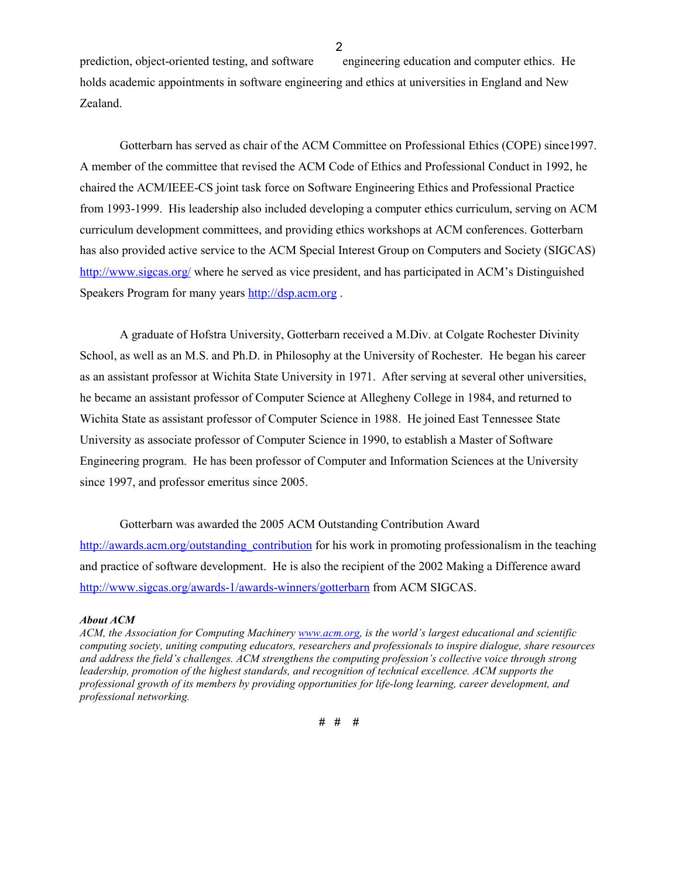prediction, object-oriented testing, and software engineering education and computer ethics. He holds academic appointments in software engineering and ethics at universities in England and New Zealand.

Gotterbarn has served as chair of the ACM Committee on Professional Ethics (COPE) since1997. A member of the committee that revised the ACM Code of Ethics and Professional Conduct in 1992, he chaired the ACM/IEEE-CS joint task force on Software Engineering Ethics and Professional Practice from 1993-1999. His leadership also included developing a computer ethics curriculum, serving on ACM curriculum development committees, and providing ethics workshops at ACM conferences. Gotterbarn has also provided active service to the ACM Special Interest Group on Computers and Society (SIGCAS) http://www.sigcas.org/ where he served as vice president, and has participated in ACM's Distinguished Speakers Program for many years http://dsp.acm.org .

A graduate of Hofstra University, Gotterbarn received a M.Div. at Colgate Rochester Divinity School, as well as an M.S. and Ph.D. in Philosophy at the University of Rochester. He began his career as an assistant professor at Wichita State University in 1971. After serving at several other universities, he became an assistant professor of Computer Science at Allegheny College in 1984, and returned to Wichita State as assistant professor of Computer Science in 1988. He joined East Tennessee State University as associate professor of Computer Science in 1990, to establish a Master of Software Engineering program. He has been professor of Computer and Information Sciences at the University since 1997, and professor emeritus since 2005.

Gotterbarn was awarded the 2005 ACM Outstanding Contribution Award http://awards.acm.org/outstanding_contribution for his work in promoting professionalism in the teaching and practice of software development. He is also the recipient of the 2002 Making a Difference award http://www.sigcas.org/awards-1/awards-winners/gotterbarn from ACM SIGCAS.

***About ACM***

*ACM, the Association for Computing Machinery www.acm.org, is the world's largest educational and scientific computing society, uniting computing educators, researchers and professionals to inspire dialogue, share resources and address the field's challenges. ACM strengthens the computing profession's collective voice through strong leadership, promotion of the highest standards, and recognition of technical excellence. ACM supports the professional growth of its members by providing opportunities for life-long learning, career development, and professional networking.*

# # #